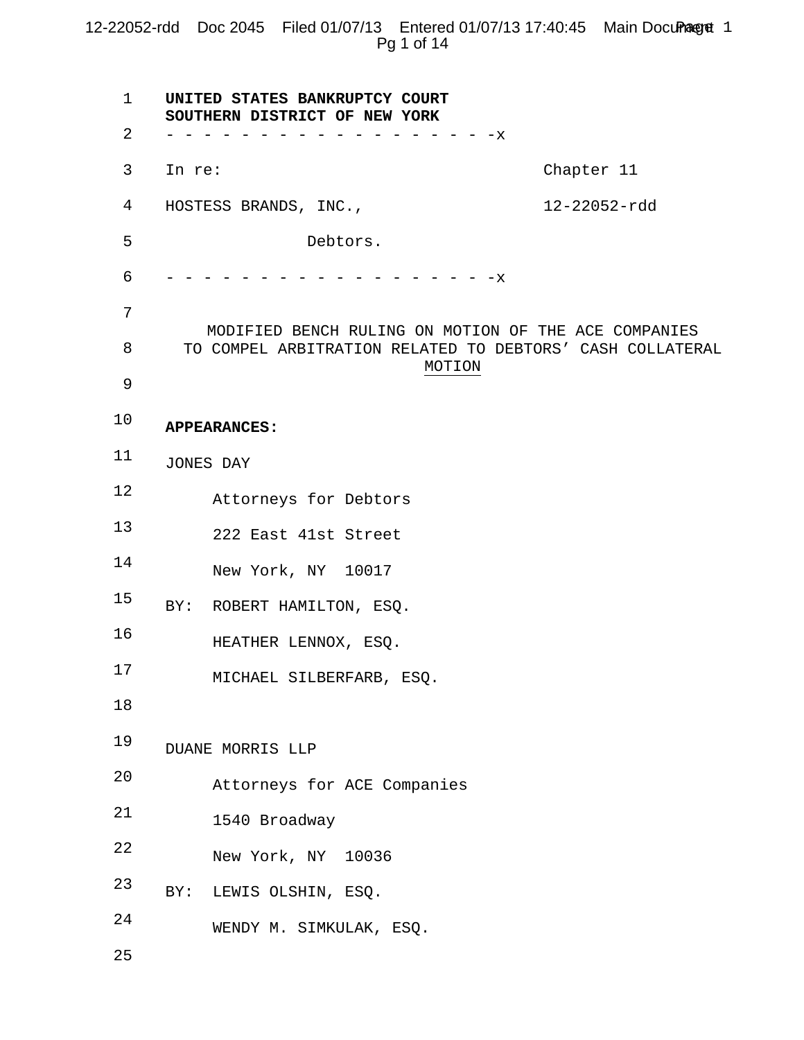**UNITED STATES BANKRUPTCY COURT**
**SOUTHERN DISTRICT OF NEW YORK**

- - - - - - - - - - - - - - - - - - - - -x

In re: Chapter 11

HOSTESS BRANDS, INC., 12-22052-rdd

Debtors.

- - - - - - - - - - - - - - - - - - - - -x

MODIFIED BENCH RULING ON MOTION OF THE ACE COMPANIES TO COMPEL ARBITRATION RELATED TO DEBTORS' CASH COLLATERAL MOTION

**APPEARANCES:**

JONES DAY

Attorneys for Debtors

222 East 41st Street

New York, NY 10017

BY: ROBERT HAMILTON, ESQ.

HEATHER LENNOX, ESQ.

MICHAEL SILBERFARB, ESQ.

DUANE MORRIS LLP

Attorneys for ACE Companies

1540 Broadway

New York, NY 10036

BY: LEWIS OLSHIN, ESQ.

WENDY M. SIMKULAK, ESQ.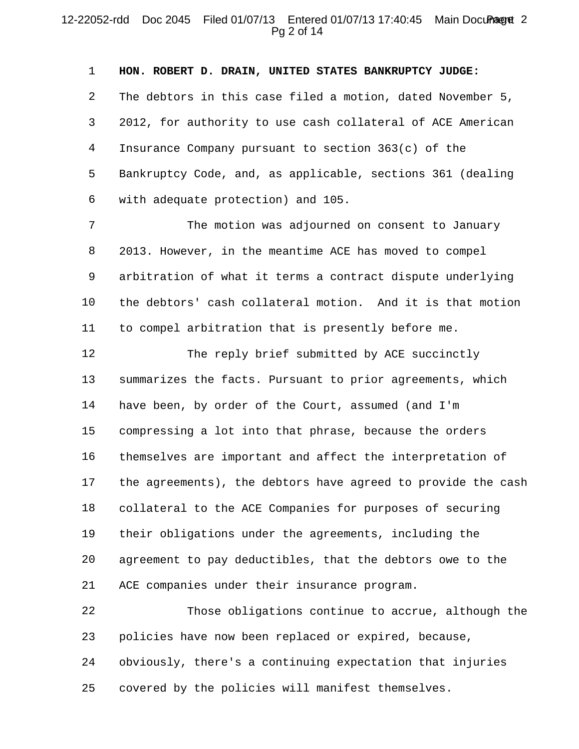**HON. ROBERT D. DRAIN, UNITED STATES BANKRUPTCY JUDGE:** The debtors in this case filed a motion, dated November 5, 2012, for authority to use cash collateral of ACE American Insurance Company pursuant to section 363(c) of the Bankruptcy Code, and, as applicable, sections 361 (dealing with adequate protection) and 105.

The motion was adjourned on consent to January 2013. However, in the meantime ACE has moved to compel arbitration of what it terms a contract dispute underlying the debtors' cash collateral motion. And it is that motion to compel arbitration that is presently before me.

The reply brief submitted by ACE succinctly summarizes the facts. Pursuant to prior agreements, which have been, by order of the Court, assumed (and I'm compressing a lot into that phrase, because the orders themselves are important and affect the interpretation of the agreements), the debtors have agreed to provide the cash collateral to the ACE Companies for purposes of securing their obligations under the agreements, including the agreement to pay deductibles, that the debtors owe to the ACE companies under their insurance program.

Those obligations continue to accrue, although the policies have now been replaced or expired, because, obviously, there's a continuing expectation that injuries covered by the policies will manifest themselves.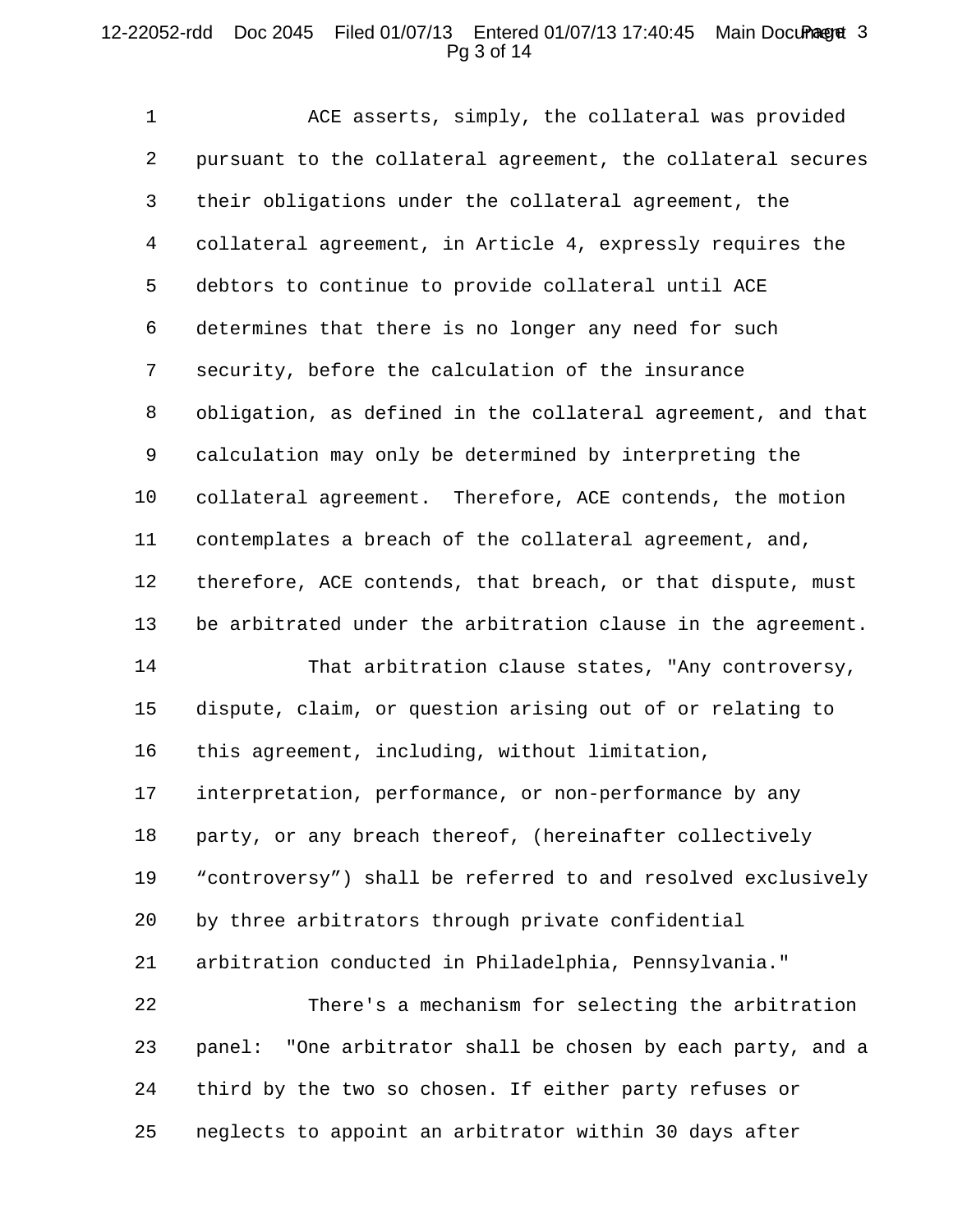ACE asserts, simply, the collateral was provided pursuant to the collateral agreement, the collateral secures their obligations under the collateral agreement, the collateral agreement, in Article 4, expressly requires the debtors to continue to provide collateral until ACE determines that there is no longer any need for such security, before the calculation of the insurance obligation, as defined in the collateral agreement, and that calculation may only be determined by interpreting the collateral agreement. Therefore, ACE contends, the motion contemplates a breach of the collateral agreement, and, therefore, ACE contends, that breach, or that dispute, must be arbitrated under the arbitration clause in the agreement.

That arbitration clause states, "Any controversy, dispute, claim, or question arising out of or relating to this agreement, including, without limitation, interpretation, performance, or non-performance by any party, or any breach thereof, (hereinafter collectively "controversy") shall be referred to and resolved exclusively by three arbitrators through private confidential arbitration conducted in Philadelphia, Pennsylvania."

There's a mechanism for selecting the arbitration panel: "One arbitrator shall be chosen by each party, and a third by the two so chosen. If either party refuses or neglects to appoint an arbitrator within 30 days after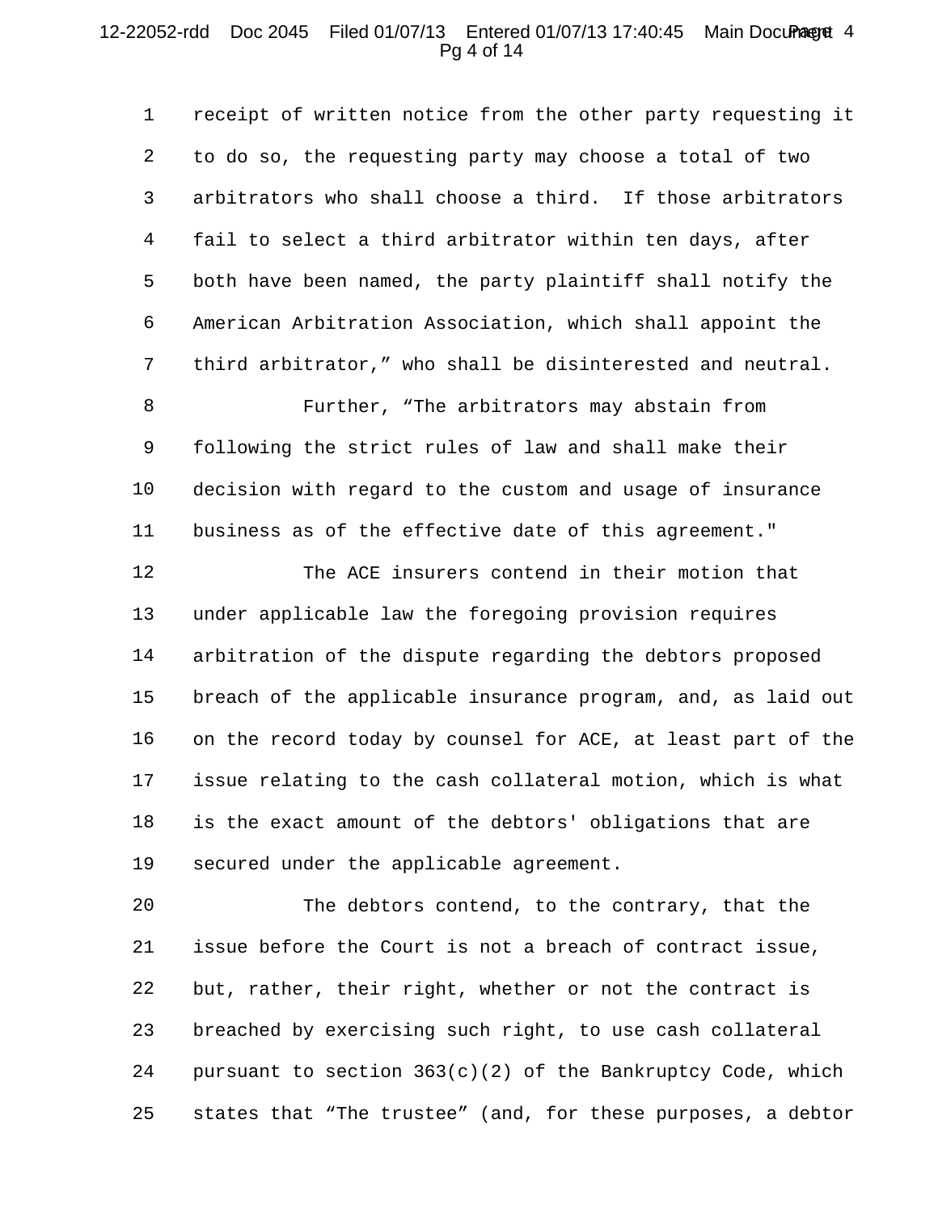receipt of written notice from the other party requesting it to do so, the requesting party may choose a total of two arbitrators who shall choose a third. If those arbitrators fail to select a third arbitrator within ten days, after both have been named, the party plaintiff shall notify the American Arbitration Association, which shall appoint the third arbitrator," who shall be disinterested and neutral.

Further, "The arbitrators may abstain from following the strict rules of law and shall make their decision with regard to the custom and usage of insurance business as of the effective date of this agreement."

The ACE insurers contend in their motion that under applicable law the foregoing provision requires arbitration of the dispute regarding the debtors proposed breach of the applicable insurance program, and, as laid out on the record today by counsel for ACE, at least part of the issue relating to the cash collateral motion, which is what is the exact amount of the debtors' obligations that are secured under the applicable agreement.

The debtors contend, to the contrary, that the issue before the Court is not a breach of contract issue, but, rather, their right, whether or not the contract is breached by exercising such right, to use cash collateral pursuant to section 363(c)(2) of the Bankruptcy Code, which states that "The trustee" (and, for these purposes, a debtor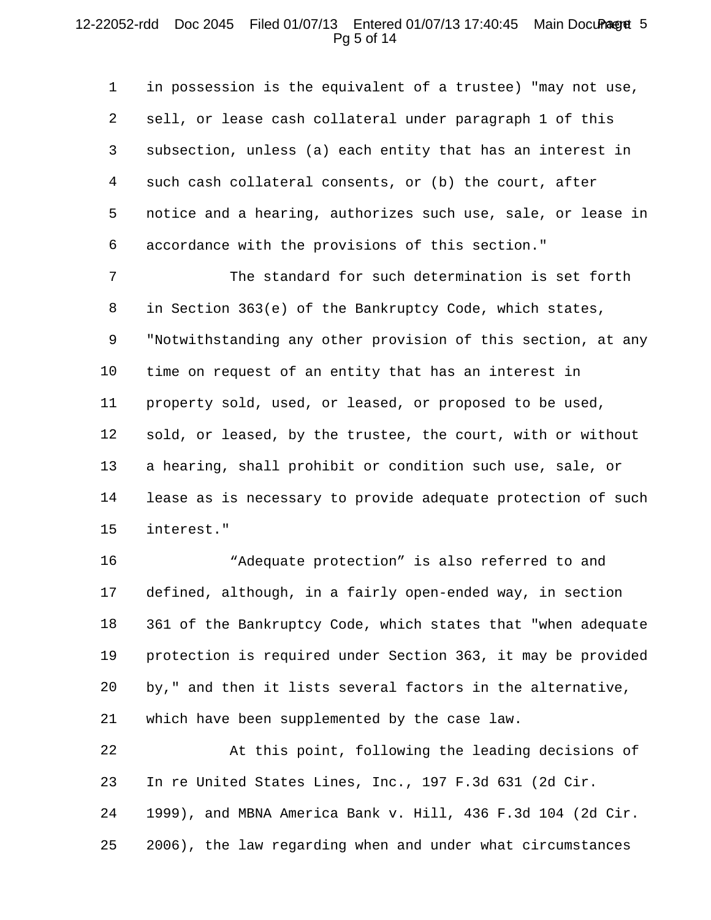in possession is the equivalent of a trustee) "may not use, sell, or lease cash collateral under paragraph 1 of this subsection, unless (a) each entity that has an interest in such cash collateral consents, or (b) the court, after notice and a hearing, authorizes such use, sale, or lease in accordance with the provisions of this section."

The standard for such determination is set forth in Section 363(e) of the Bankruptcy Code, which states, "Notwithstanding any other provision of this section, at any time on request of an entity that has an interest in property sold, used, or leased, or proposed to be used, sold, or leased, by the trustee, the court, with or without a hearing, shall prohibit or condition such use, sale, or lease as is necessary to provide adequate protection of such interest."

"Adequate protection" is also referred to and defined, although, in a fairly open-ended way, in section 361 of the Bankruptcy Code, which states that "when adequate protection is required under Section 363, it may be provided by," and then it lists several factors in the alternative, which have been supplemented by the case law.

At this point, following the leading decisions of In re United States Lines, Inc., 197 F.3d 631 (2d Cir. 1999), and MBNA America Bank v. Hill, 436 F.3d 104 (2d Cir. 2006), the law regarding when and under what circumstances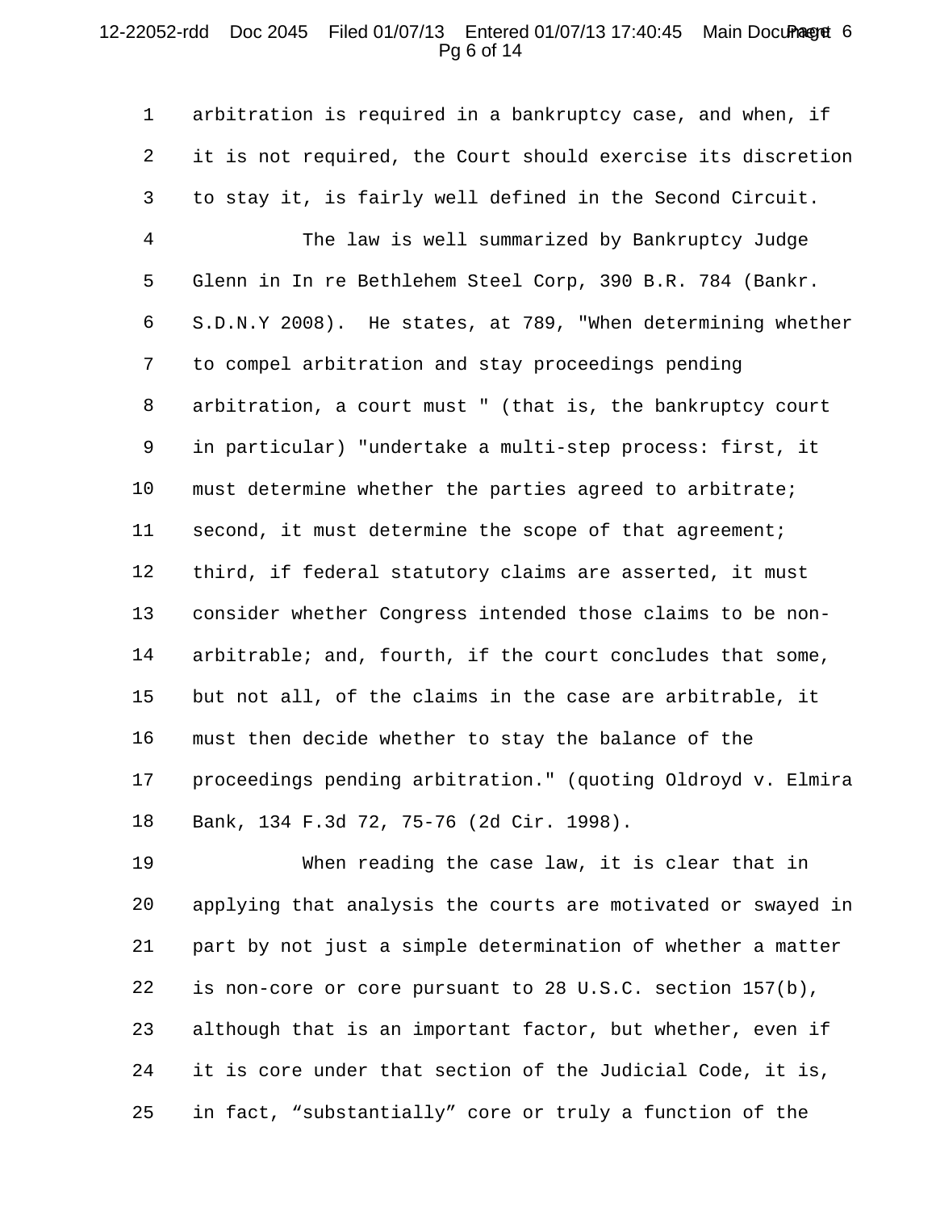arbitration is required in a bankruptcy case, and when, if it is not required, the Court should exercise its discretion to stay it, is fairly well defined in the Second Circuit.

The law is well summarized by Bankruptcy Judge Glenn in In re Bethlehem Steel Corp, 390 B.R. 784 (Bankr. S.D.N.Y 2008). He states, at 789, "When determining whether to compel arbitration and stay proceedings pending arbitration, a court must " (that is, the bankruptcy court in particular) "undertake a multi-step process: first, it must determine whether the parties agreed to arbitrate; second, it must determine the scope of that agreement; third, if federal statutory claims are asserted, it must consider whether Congress intended those claims to be non-arbitrable; and, fourth, if the court concludes that some, but not all, of the claims in the case are arbitrable, it must then decide whether to stay the balance of the proceedings pending arbitration." (quoting Oldroyd v. Elmira Bank, 134 F.3d 72, 75-76 (2d Cir. 1998).

When reading the case law, it is clear that in applying that analysis the courts are motivated or swayed in part by not just a simple determination of whether a matter is non-core or core pursuant to 28 U.S.C. section 157(b), although that is an important factor, but whether, even if it is core under that section of the Judicial Code, it is, in fact, “substantially” core or truly a function of the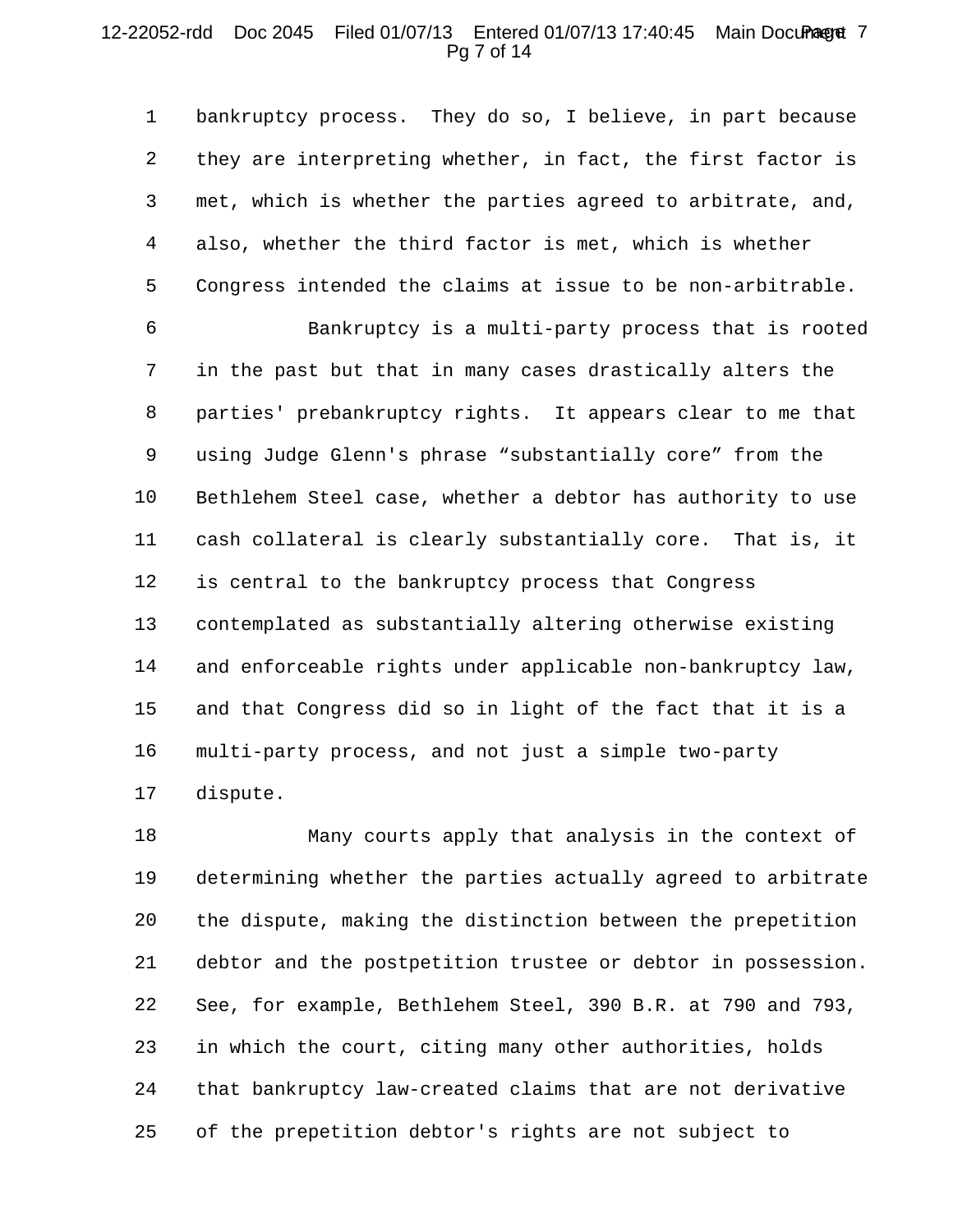bankruptcy process. They do so, I believe, in part because they are interpreting whether, in fact, the first factor is met, which is whether the parties agreed to arbitrate, and, also, whether the third factor is met, which is whether Congress intended the claims at issue to be non-arbitrable.

Bankruptcy is a multi-party process that is rooted in the past but that in many cases drastically alters the parties' prebankruptcy rights. It appears clear to me that using Judge Glenn's phrase “substantially core” from the Bethlehem Steel case, whether a debtor has authority to use cash collateral is clearly substantially core. That is, it is central to the bankruptcy process that Congress contemplated as substantially altering otherwise existing and enforceable rights under applicable non-bankruptcy law, and that Congress did so in light of the fact that it is a multi-party process, and not just a simple two-party dispute.

Many courts apply that analysis in the context of determining whether the parties actually agreed to arbitrate the dispute, making the distinction between the prepetition debtor and the postpetition trustee or debtor in possession. See, for example, Bethlehem Steel, 390 B.R. at 790 and 793, in which the court, citing many other authorities, holds that bankruptcy law-created claims that are not derivative of the prepetition debtor's rights are not subject to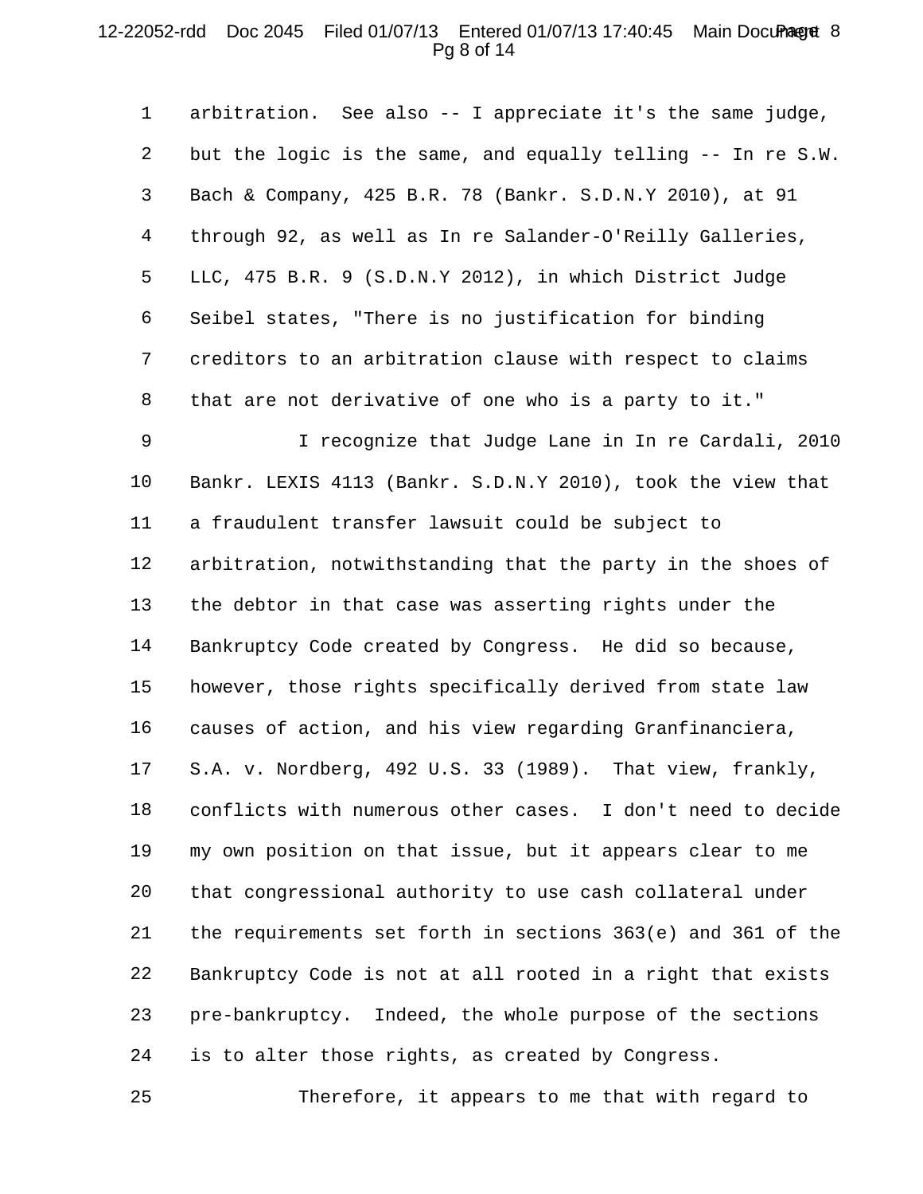arbitration. See also -- I appreciate it's the same judge, but the logic is the same, and equally telling -- In re S.W. Bach & Company, 425 B.R. 78 (Bankr. S.D.N.Y 2010), at 91 through 92, as well as In re Salander-O'Reilly Galleries, LLC, 475 B.R. 9 (S.D.N.Y 2012), in which District Judge Seibel states, "There is no justification for binding creditors to an arbitration clause with respect to claims that are not derivative of one who is a party to it."

I recognize that Judge Lane in In re Cardali, 2010 Bankr. LEXIS 4113 (Bankr. S.D.N.Y 2010), took the view that a fraudulent transfer lawsuit could be subject to arbitration, notwithstanding that the party in the shoes of the debtor in that case was asserting rights under the Bankruptcy Code created by Congress. He did so because, however, those rights specifically derived from state law causes of action, and his view regarding Granfinanciera, S.A. v. Nordberg, 492 U.S. 33 (1989). That view, frankly, conflicts with numerous other cases. I don't need to decide my own position on that issue, but it appears clear to me that congressional authority to use cash collateral under the requirements set forth in sections 363(e) and 361 of the Bankruptcy Code is not at all rooted in a right that exists pre-bankruptcy. Indeed, the whole purpose of the sections is to alter those rights, as created by Congress.

Therefore, it appears to me that with regard to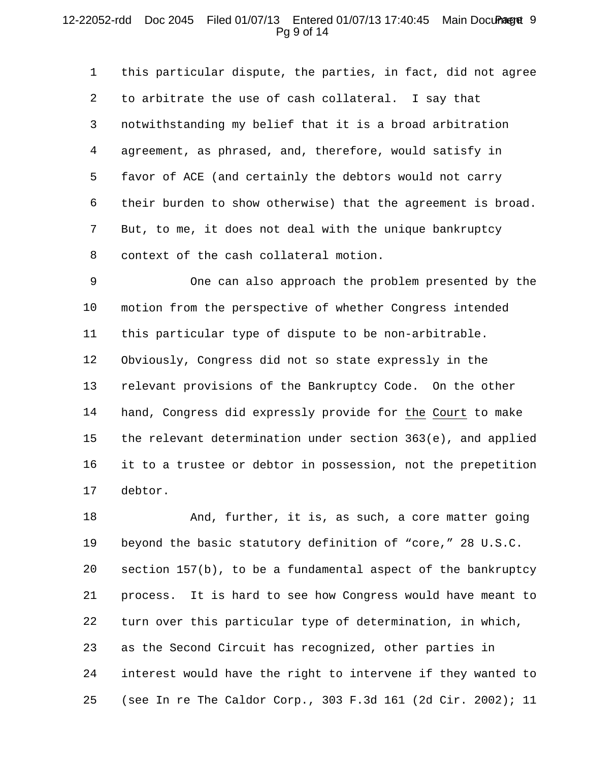this particular dispute, the parties, in fact, did not agree to arbitrate the use of cash collateral. I say that notwithstanding my belief that it is a broad arbitration agreement, as phrased, and, therefore, would satisfy in favor of ACE (and certainly the debtors would not carry their burden to show otherwise) that the agreement is broad. But, to me, it does not deal with the unique bankruptcy context of the cash collateral motion.

One can also approach the problem presented by the motion from the perspective of whether Congress intended this particular type of dispute to be non-arbitrable. Obviously, Congress did not so state expressly in the relevant provisions of the Bankruptcy Code. On the other hand, Congress did expressly provide for the Court to make the relevant determination under section 363(e), and applied it to a trustee or debtor in possession, not the prepetition debtor.

And, further, it is, as such, a core matter going beyond the basic statutory definition of "core," 28 U.S.C. section 157(b), to be a fundamental aspect of the bankruptcy process. It is hard to see how Congress would have meant to turn over this particular type of determination, in which, as the Second Circuit has recognized, other parties in interest would have the right to intervene if they wanted to (see In re The Caldor Corp., 303 F.3d 161 (2d Cir. 2002); 11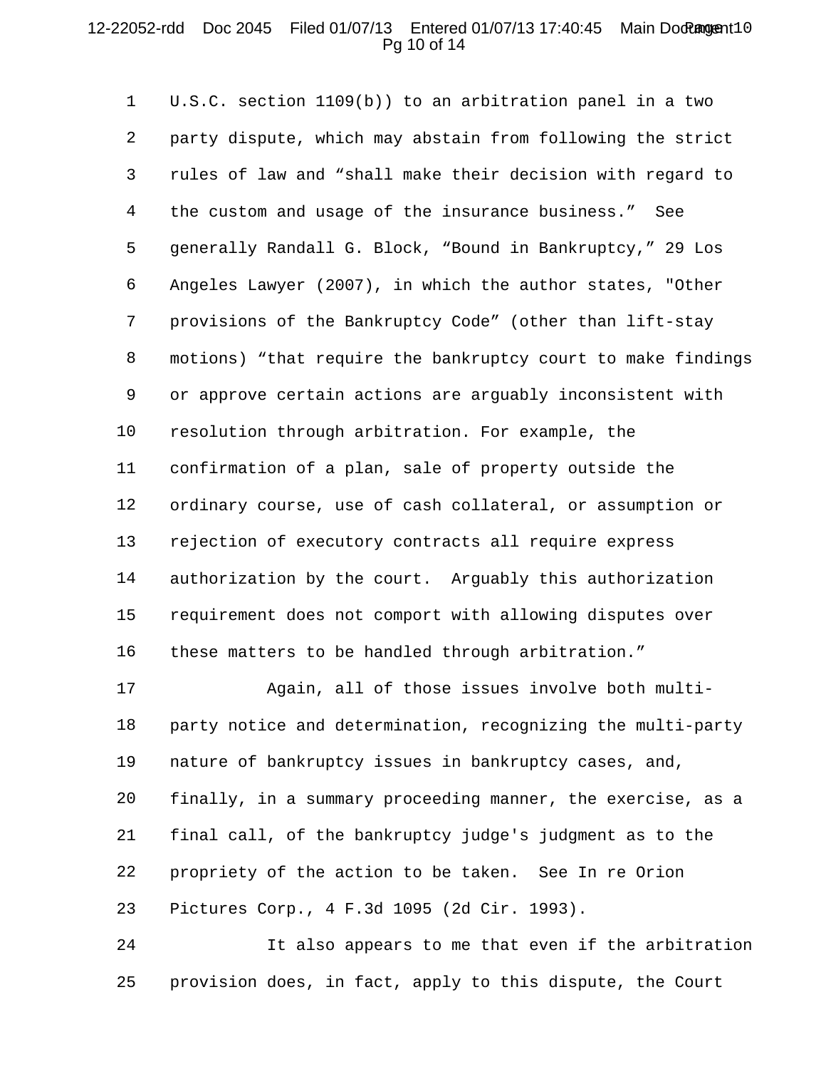U.S.C. section 1109(b)) to an arbitration panel in a two party dispute, which may abstain from following the strict rules of law and "shall make their decision with regard to the custom and usage of the insurance business." See generally Randall G. Block, "Bound in Bankruptcy," 29 Los Angeles Lawyer (2007), in which the author states, "Other provisions of the Bankruptcy Code" (other than lift-stay motions) "that require the bankruptcy court to make findings or approve certain actions are arguably inconsistent with resolution through arbitration. For example, the confirmation of a plan, sale of property outside the ordinary course, use of cash collateral, or assumption or rejection of executory contracts all require express authorization by the court. Arguably this authorization requirement does not comport with allowing disputes over these matters to be handled through arbitration."

Again, all of those issues involve both multi-party notice and determination, recognizing the multi-party nature of bankruptcy issues in bankruptcy cases, and, finally, in a summary proceeding manner, the exercise, as a final call, of the bankruptcy judge's judgment as to the propriety of the action to be taken. See In re Orion Pictures Corp., 4 F.3d 1095 (2d Cir. 1993).

It also appears to me that even if the arbitration provision does, in fact, apply to this dispute, the Court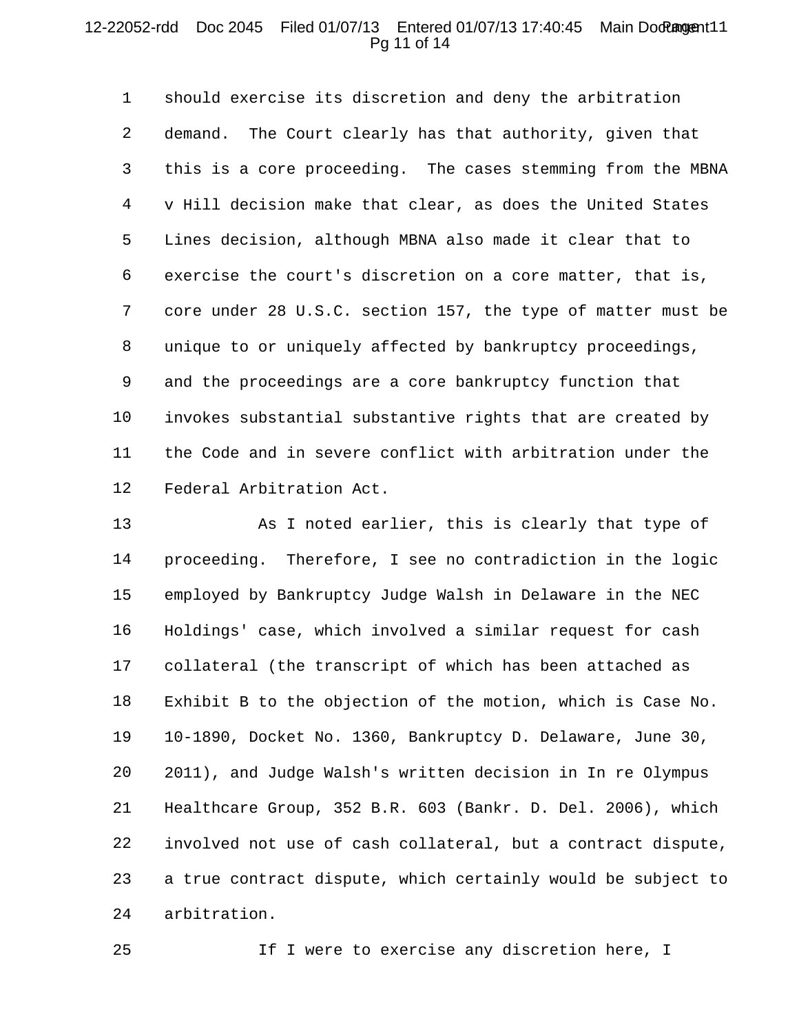should exercise its discretion and deny the arbitration demand. The Court clearly has that authority, given that this is a core proceeding. The cases stemming from the MBNA v Hill decision make that clear, as does the United States Lines decision, although MBNA also made it clear that to exercise the court's discretion on a core matter, that is, core under 28 U.S.C. section 157, the type of matter must be unique to or uniquely affected by bankruptcy proceedings, and the proceedings are a core bankruptcy function that invokes substantial substantive rights that are created by the Code and in severe conflict with arbitration under the Federal Arbitration Act.

As I noted earlier, this is clearly that type of proceeding. Therefore, I see no contradiction in the logic employed by Bankruptcy Judge Walsh in Delaware in the NEC Holdings' case, which involved a similar request for cash collateral (the transcript of which has been attached as Exhibit B to the objection of the motion, which is Case No. 10-1890, Docket No. 1360, Bankruptcy D. Delaware, June 30, 2011), and Judge Walsh's written decision in In re Olympus Healthcare Group, 352 B.R. 603 (Bankr. D. Del. 2006), which involved not use of cash collateral, but a contract dispute, a true contract dispute, which certainly would be subject to arbitration.

If I were to exercise any discretion here, I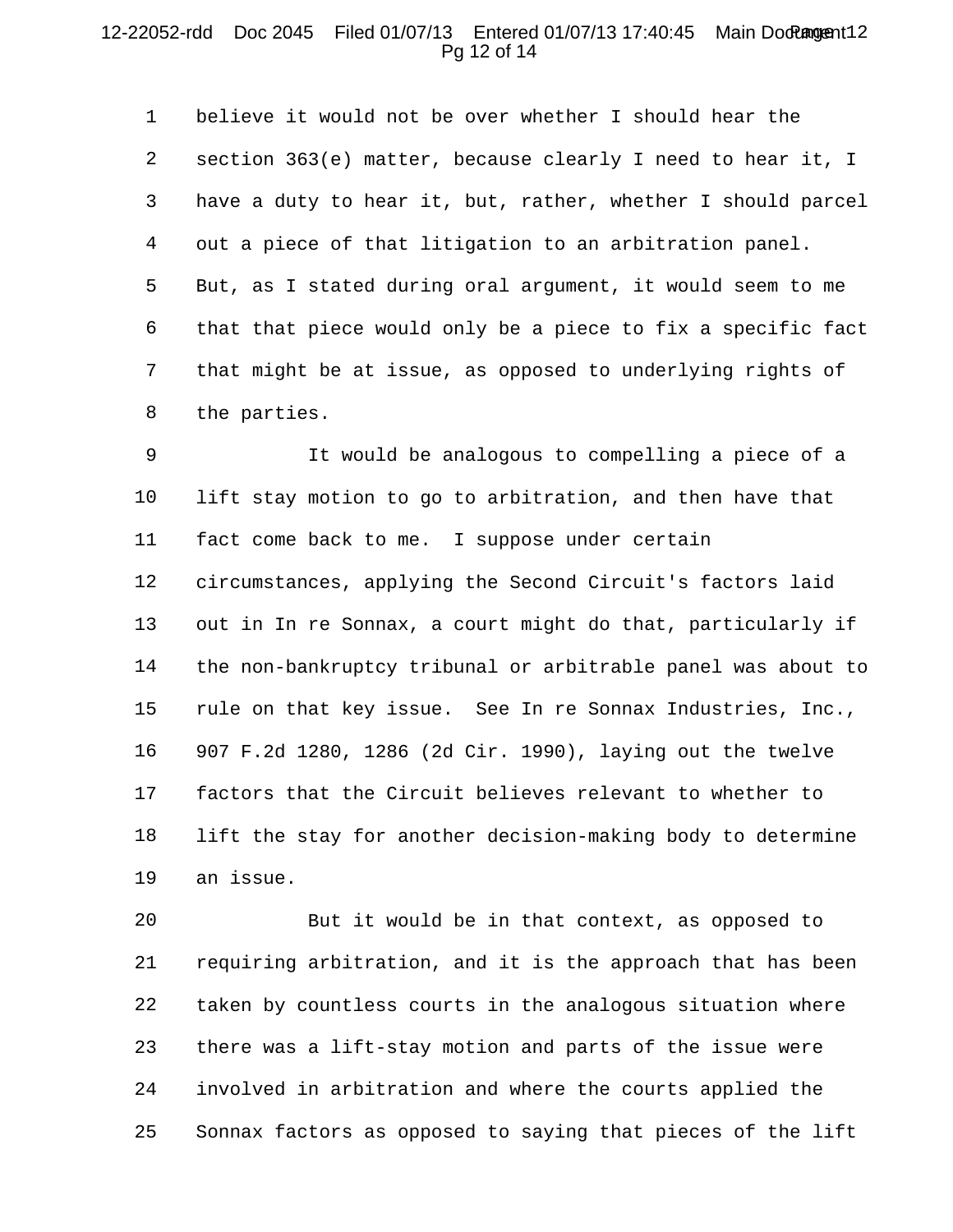believe it would not be over whether I should hear the section 363(e) matter, because clearly I need to hear it, I have a duty to hear it, but, rather, whether I should parcel out a piece of that litigation to an arbitration panel. But, as I stated during oral argument, it would seem to me that that piece would only be a piece to fix a specific fact that might be at issue, as opposed to underlying rights of the parties.

It would be analogous to compelling a piece of a lift stay motion to go to arbitration, and then have that fact come back to me. I suppose under certain circumstances, applying the Second Circuit's factors laid out in In re Sonnax, a court might do that, particularly if the non-bankruptcy tribunal or arbitrable panel was about to rule on that key issue. See In re Sonnax Industries, Inc., 907 F.2d 1280, 1286 (2d Cir. 1990), laying out the twelve factors that the Circuit believes relevant to whether to lift the stay for another decision-making body to determine an issue.

But it would be in that context, as opposed to requiring arbitration, and it is the approach that has been taken by countless courts in the analogous situation where there was a lift-stay motion and parts of the issue were involved in arbitration and where the courts applied the Sonnax factors as opposed to saying that pieces of the lift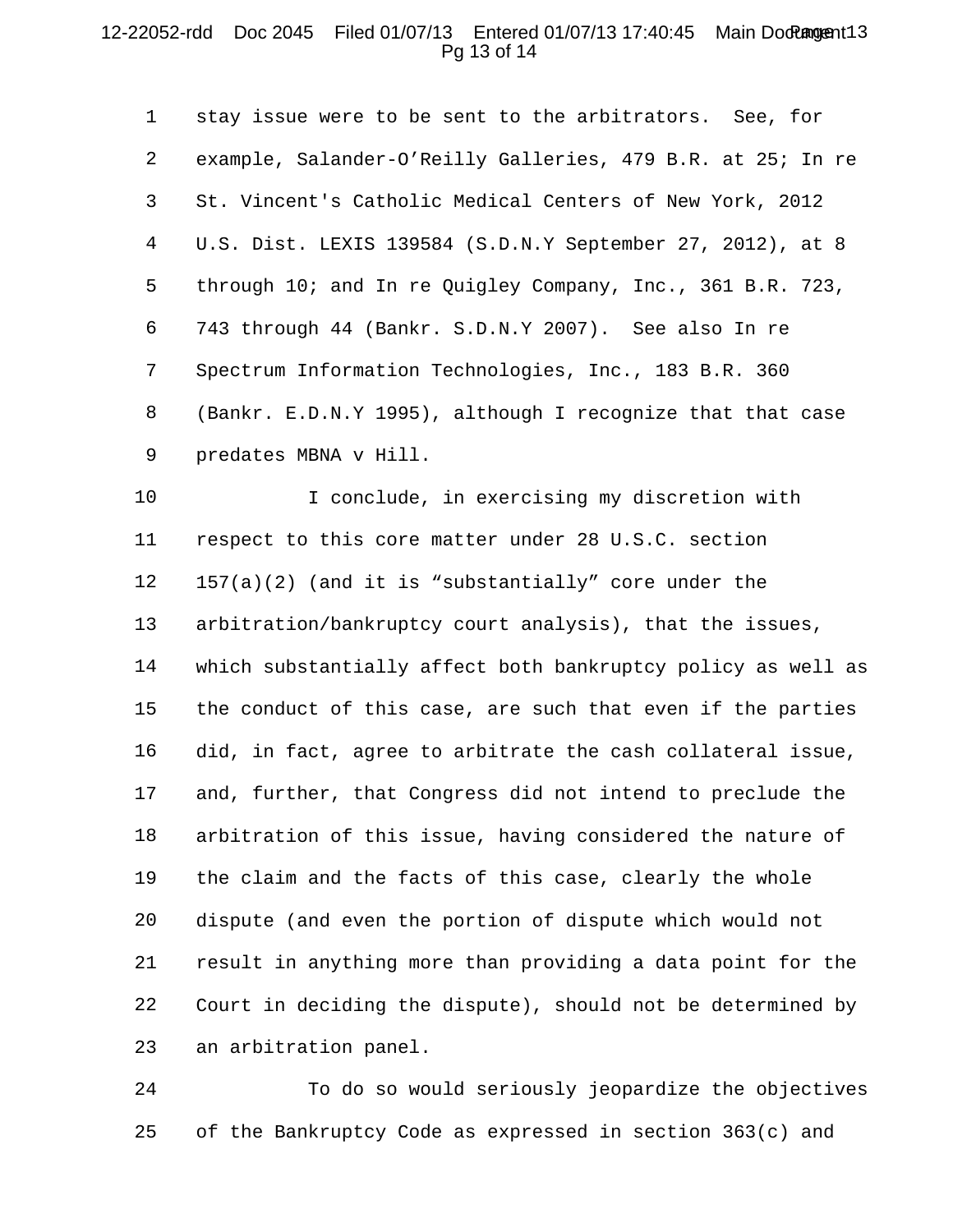stay issue were to be sent to the arbitrators. See, for example, Salander-O'Reilly Galleries, 479 B.R. at 25; In re St. Vincent's Catholic Medical Centers of New York, 2012 U.S. Dist. LEXIS 139584 (S.D.N.Y September 27, 2012), at 8 through 10; and In re Quigley Company, Inc., 361 B.R. 723, 743 through 44 (Bankr. S.D.N.Y 2007). See also In re Spectrum Information Technologies, Inc., 183 B.R. 360 (Bankr. E.D.N.Y 1995), although I recognize that that case predates MBNA v Hill.

I conclude, in exercising my discretion with respect to this core matter under 28 U.S.C. section 157(a)(2) (and it is "substantially" core under the arbitration/bankruptcy court analysis), that the issues, which substantially affect both bankruptcy policy as well as the conduct of this case, are such that even if the parties did, in fact, agree to arbitrate the cash collateral issue, and, further, that Congress did not intend to preclude the arbitration of this issue, having considered the nature of the claim and the facts of this case, clearly the whole dispute (and even the portion of dispute which would not result in anything more than providing a data point for the Court in deciding the dispute), should not be determined by an arbitration panel.

To do so would seriously jeopardize the objectives of the Bankruptcy Code as expressed in section 363(c) and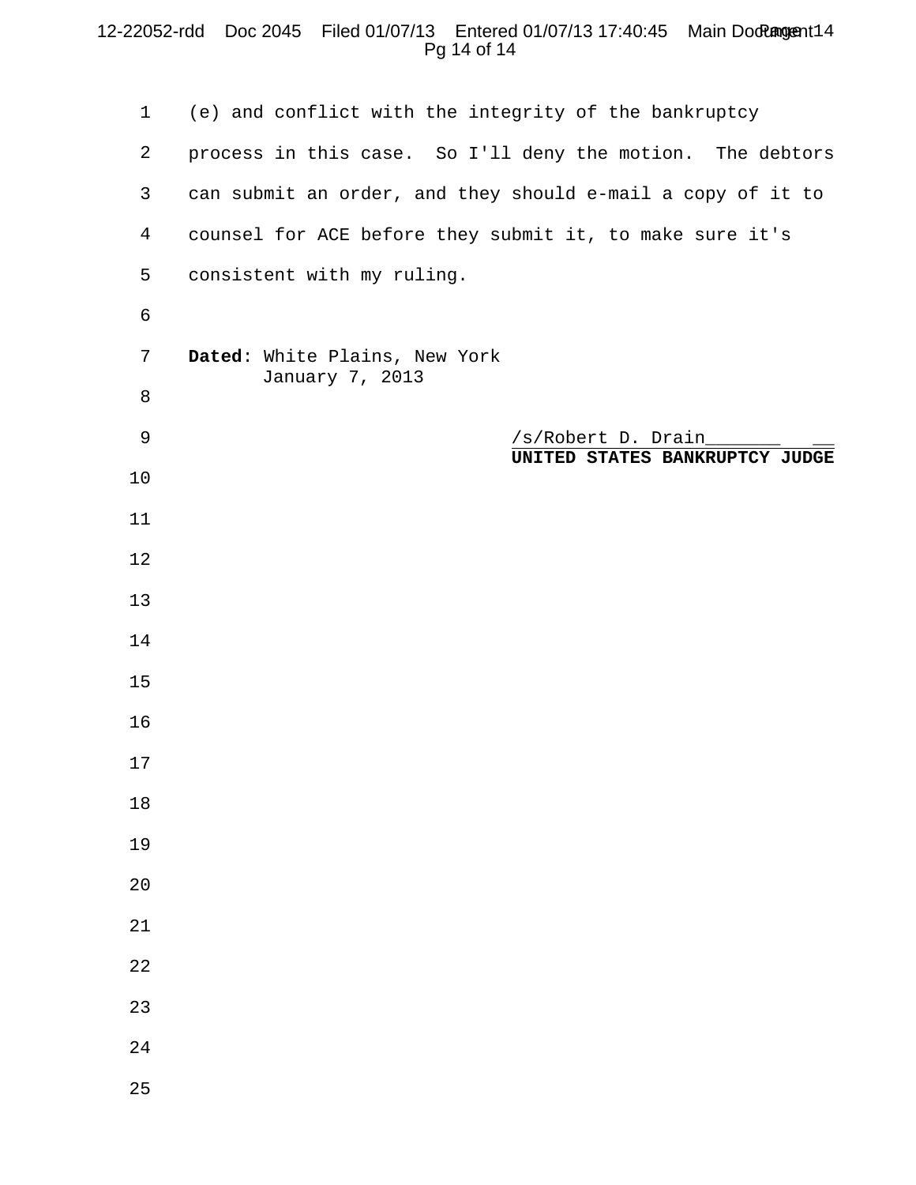(e) and conflict with the integrity of the bankruptcy process in this case. So I'll deny the motion. The debtors can submit an order, and they should e-mail a copy of it to counsel for ACE before they submit it, to make sure it's consistent with my ruling.

**Dated**: White Plains, New York
January 7, 2013

/s/Robert D. Drain
**UNITED STATES BANKRUPTCY JUDGE**